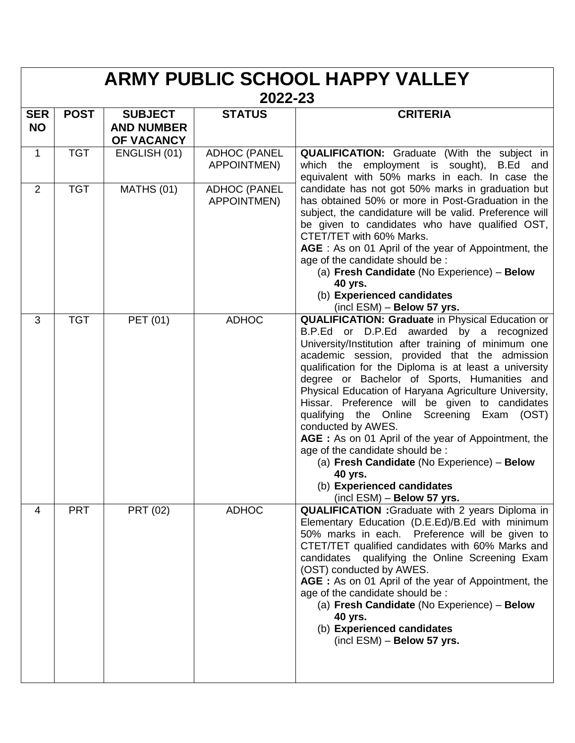# ARMY PUBLIC SCHOOL HAPPY VALLEY

## 2022-23

| SER NO | POST | SUBJECT AND NUMBER OF VACANCY | STATUS | CRITERIA |
|---|---|---|---|---|
| 1 | TGT | ENGLISH (01) | ADHOC (PANEL APPOINTMEN) | **QUALIFICATION:** Graduate (With the subject in which the employment is sought), B.Ed and equivalent with 50% marks in each. In case the candidate has not got 50% marks in graduation but has obtained 50% or more in Post-Graduation in the subject, the candidature will be valid. Preference will be given to candidates who have qualified OST, CTET/TET with 60% Marks.<br>**AGE** : As on 01 April of the year of Appointment, the age of the candidate should be :<br>(a) **Fresh Candidate** (No Experience) – **Below 40 yrs.**<br>(b) **Experienced candidates** (incl ESM) – **Below 57 yrs.** |
| 2 | TGT | MATHS (01) | ADHOC (PANEL APPOINTMEN) | |
| 3 | TGT | PET (01) | ADHOC | **QUALIFICATION: Graduate** in Physical Education or B.P.Ed or D.P.Ed awarded by a recognized University/Institution after training of minimum one academic session, provided that the admission qualification for the Diploma is at least a university degree or Bachelor of Sports, Humanities and Physical Education of Haryana Agriculture University, Hissar. Preference will be given to candidates qualifying the Online Screening Exam (OST) conducted by AWES.<br>**AGE :** As on 01 April of the year of Appointment, the age of the candidate should be :<br>(a) **Fresh Candidate** (No Experience) – **Below 40 yrs.**<br>(b) **Experienced candidates** (incl ESM) – **Below 57 yrs.** |
| 4 | PRT | PRT (02) | ADHOC | **QUALIFICATION :**Graduate with 2 years Diploma in Elementary Education (D.E.Ed)/B.Ed with minimum 50% marks in each. Preference will be given to CTET/TET qualified candidates with 60% Marks and candidates qualifying the Online Screening Exam (OST) conducted by AWES.<br>**AGE :** As on 01 April of the year of Appointment, the age of the candidate should be :<br>(a) **Fresh Candidate** (No Experience) – **Below 40 yrs.**<br>(b) **Experienced candidates** (incl ESM) – **Below 57 yrs.** |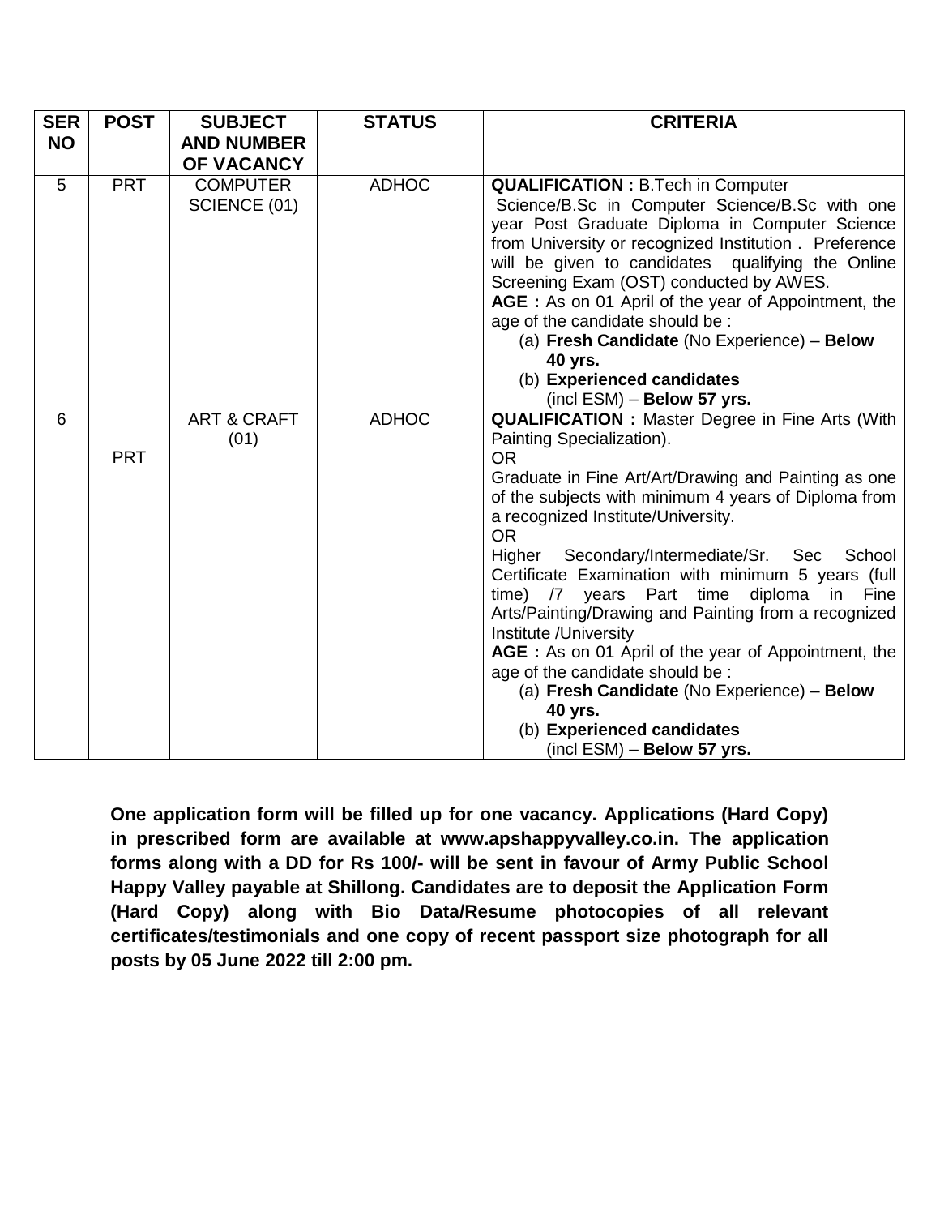| SER NO | POST | SUBJECT AND NUMBER OF VACANCY | STATUS | CRITERIA |
|---|---|---|---|---|
| 5 | PRT | COMPUTER SCIENCE (01) | ADHOC | **QUALIFICATION :** B.Tech in Computer Science/B.Sc in Computer Science/B.Sc with one year Post Graduate Diploma in Computer Science from University or recognized Institution . Preference will be given to candidates qualifying the Online Screening Exam (OST) conducted by AWES.<br>**AGE :** As on 01 April of the year of Appointment, the age of the candidate should be :<br>(a) **Fresh Candidate** (No Experience) – **Below 40 yrs.**<br>(b) **Experienced candidates** (incl ESM) – **Below 57 yrs.** |
| 6 | PRT | ART & CRAFT (01) | ADHOC | **QUALIFICATION :** Master Degree in Fine Arts (With Painting Specialization).<br>OR<br>Graduate in Fine Art/Art/Drawing and Painting as one of the subjects with minimum 4 years of Diploma from a recognized Institute/University.<br>OR<br>Higher Secondary/Intermediate/Sr. Sec School Certificate Examination with minimum 5 years (full time) /7 years Part time diploma in Fine Arts/Painting/Drawing and Painting from a recognized Institute /University<br>**AGE :** As on 01 April of the year of Appointment, the age of the candidate should be :<br>(a) **Fresh Candidate** (No Experience) – **Below 40 yrs.**<br>(b) **Experienced candidates** (incl ESM) – **Below 57 yrs.** |

**One application form will be filled up for one vacancy. Applications (Hard Copy) in prescribed form are available at www.apshappyvalley.co.in. The application forms along with a DD for Rs 100/- will be sent in favour of Army Public School Happy Valley payable at Shillong. Candidates are to deposit the Application Form (Hard Copy) along with Bio Data/Resume photocopies of all relevant certificates/testimonials and one copy of recent passport size photograph for all posts by 05 June 2022 till 2:00 pm.**